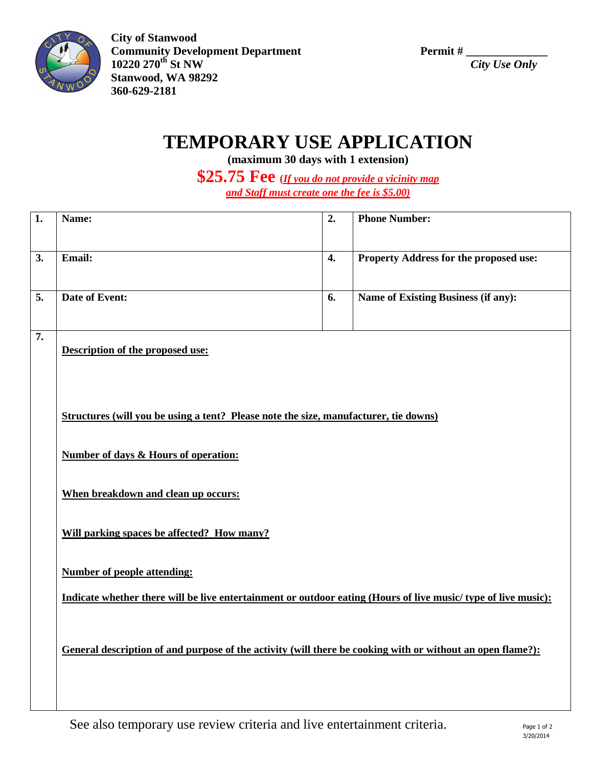**City of Stanwood**
**Community Development Department**
**10220 270th St NW**
**Stanwood, WA 98292**
**360-629-2181**

**Permit # _____________**
*City Use Only*

# TEMPORARY USE APPLICATION

**(maximum 30 days with 1 extension)**

**$25.75 Fee** ***(If you do not provide a vicinity map and Staff must create one the fee is $5.00)***

| | | | |
|---|---|---|---|
| **1.** | **Name:** | **2.** | **Phone Number:** |
| **3.** | **Email:** | **4.** | **Property Address for the proposed use:** |
| **5.** | **Date of Event:** | **6.** | **Name of Existing Business (if any):** |

**7.**

**Description of the proposed use:**

**Structures (will you be using a tent? Please note the size, manufacturer, tie downs)**

**Number of days & Hours of operation:**

**When breakdown and clean up occurs:**

**Will parking spaces be affected? How many?**

**Number of people attending:**

**Indicate whether there will be live entertainment or outdoor eating (Hours of live music/ type of live music):**

**General description of and purpose of the activity (will there be cooking with or without an open flame?):**

See also temporary use review criteria and live entertainment criteria.

3/20/2014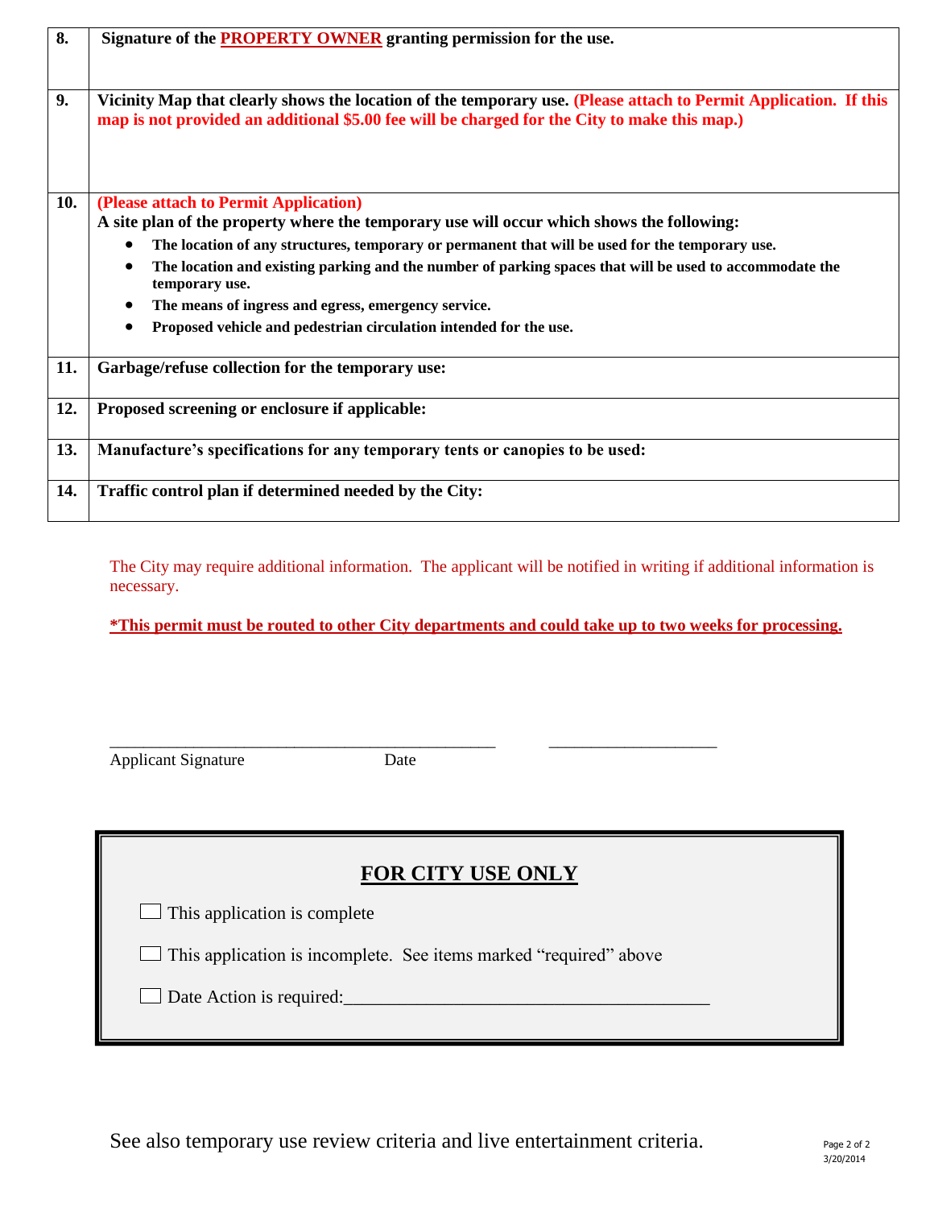| | |
|---|---|
| **8.** | **Signature of the PROPERTY OWNER granting permission for the use.** |
| **9.** | **Vicinity Map that clearly shows the location of the temporary use. (Please attach to Permit Application. If this map is not provided an additional $5.00 fee will be charged for the City to make this map.)** |
| **10.** | **(Please attach to Permit Application)** <br> **A site plan of the property where the temporary use will occur which shows the following:** <br> • **The location of any structures, temporary or permanent that will be used for the temporary use.** <br> • **The location and existing parking and the number of parking spaces that will be used to accommodate the temporary use.** <br> • **The means of ingress and egress, emergency service.** <br> • **Proposed vehicle and pedestrian circulation intended for the use.** |
| **11.** | **Garbage/refuse collection for the temporary use:** |
| **12.** | **Proposed screening or enclosure if applicable:** |
| **13.** | **Manufacture's specifications for any temporary tents or canopies to be used:** |
| **14.** | **Traffic control plan if determined needed by the City:** |

The City may require additional information. The applicant will be notified in writing if additional information is necessary.

***This permit must be routed to other City departments and could take up to two weeks for processing.**

_______________________________________________ ____________________

Applicant Signature Date

## FOR CITY USE ONLY

☐ This application is complete

☐ This application is incomplete. See items marked "required" above

☐ Date Action is required:_______________________________________

See also temporary use review criteria and live entertainment criteria.

3/20/2014